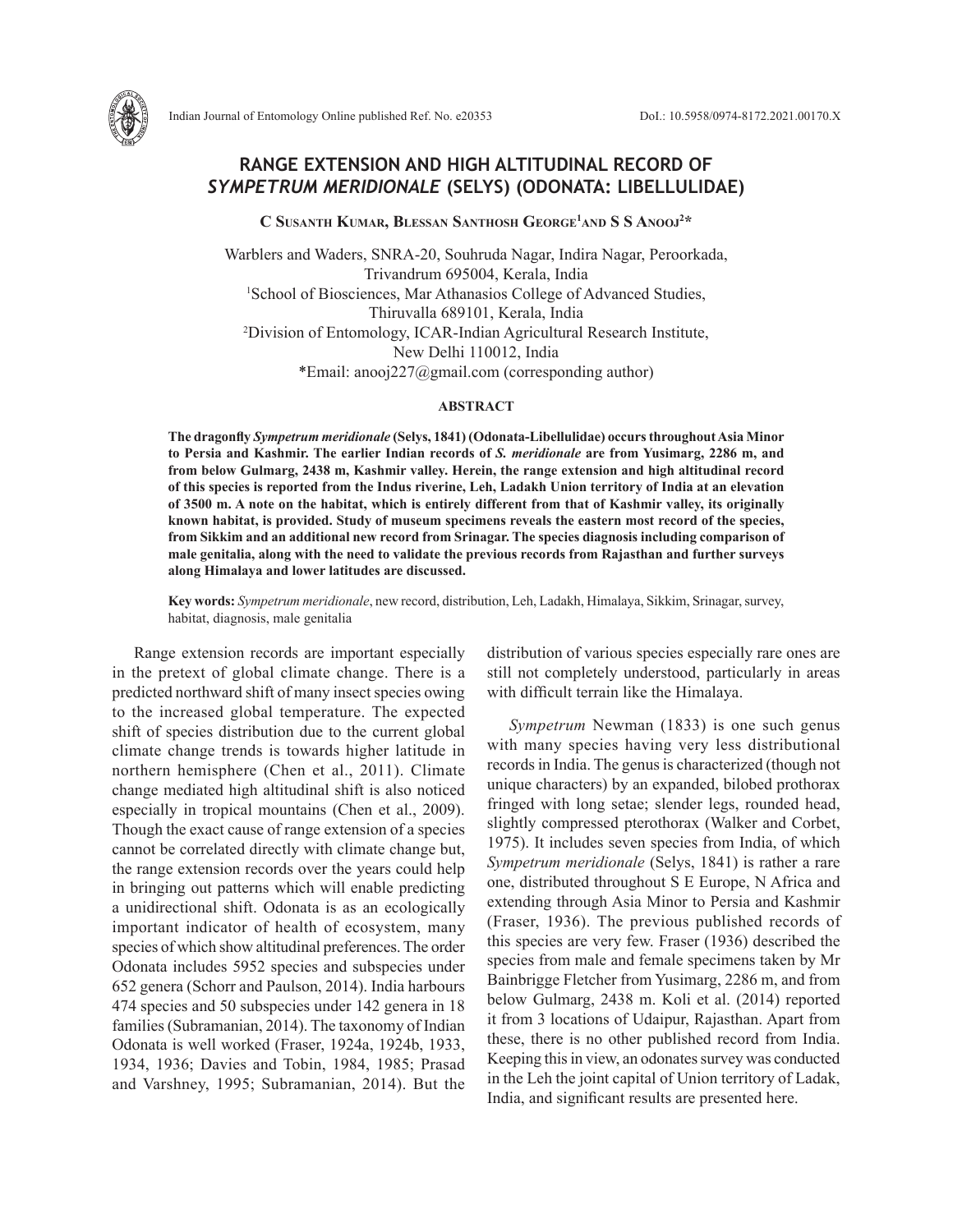# RANGE EXTENSION AND HIGH ALTITUDINAL RECORD OF *SYMPETRUM MERIDIONALE* (SELYS) (ODONATA: LIBELLULIDAE)

**C Susanth Kumar, Blessan Santhosh George[1] and S S Anooj[2]***

Warblers and Waders, SNRA-20, Souhruda Nagar, Indira Nagar, Peroorkada, Trivandrum 695004, Kerala, India
[1]School of Biosciences, Mar Athanasios College of Advanced Studies, Thiruvalla 689101, Kerala, India
[2]Division of Entomology, ICAR-Indian Agricultural Research Institute, New Delhi 110012, India
*Email: anooj227@gmail.com (corresponding author)

## ABSTRACT

**The dragonfly *Sympetrum meridionale* (Selys, 1841) (Odonata-Libellulidae) occurs throughout Asia Minor to Persia and Kashmir. The earlier Indian records of *S. meridionale* are from Yusimarg, 2286 m, and from below Gulmarg, 2438 m, Kashmir valley. Herein, the range extension and high altitudinal record of this species is reported from the Indus riverine, Leh, Ladakh Union territory of India at an elevation of 3500 m. A note on the habitat, which is entirely different from that of Kashmir valley, its originally known habitat, is provided. Study of museum specimens reveals the eastern most record of the species, from Sikkim and an additional new record from Srinagar. The species diagnosis including comparison of male genitalia, along with the need to validate the previous records from Rajasthan and further surveys along Himalaya and lower latitudes are discussed.**

**Key words:** *Sympetrum meridionale*, new record, distribution, Leh, Ladakh, Himalaya, Sikkim, Srinagar, survey, habitat, diagnosis, male genitalia

Range extension records are important especially in the pretext of global climate change. There is a predicted northward shift of many insect species owing to the increased global temperature. The expected shift of species distribution due to the current global climate change trends is towards higher latitude in northern hemisphere (Chen et al., 2011). Climate change mediated high altitudinal shift is also noticed especially in tropical mountains (Chen et al., 2009). Though the exact cause of range extension of a species cannot be correlated directly with climate change but, the range extension records over the years could help in bringing out patterns which will enable predicting a unidirectional shift. Odonata is as an ecologically important indicator of health of ecosystem, many species of which show altitudinal preferences. The order Odonata includes 5952 species and subspecies under 652 genera (Schorr and Paulson, 2014). India harbours 474 species and 50 subspecies under 142 genera in 18 families (Subramanian, 2014). The taxonomy of Indian Odonata is well worked (Fraser, 1924a, 1924b, 1933, 1934, 1936; Davies and Tobin, 1984, 1985; Prasad and Varshney, 1995; Subramanian, 2014). But the distribution of various species especially rare ones are still not completely understood, particularly in areas with difficult terrain like the Himalaya.

*Sympetrum* Newman (1833) is one such genus with many species having very less distributional records in India. The genus is characterized (though not unique characters) by an expanded, bilobed prothorax fringed with long setae; slender legs, rounded head, slightly compressed pterothorax (Walker and Corbet, 1975). It includes seven species from India, of which *Sympetrum meridionale* (Selys, 1841) is rather a rare one, distributed throughout S E Europe, N Africa and extending through Asia Minor to Persia and Kashmir (Fraser, 1936). The previous published records of this species are very few. Fraser (1936) described the species from male and female specimens taken by Mr Bainbrigge Fletcher from Yusimarg, 2286 m, and from below Gulmarg, 2438 m. Koli et al. (2014) reported it from 3 locations of Udaipur, Rajasthan. Apart from these, there is no other published record from India. Keeping this in view, an odonates survey was conducted in the Leh the joint capital of Union territory of Ladak, India, and significant results are presented here.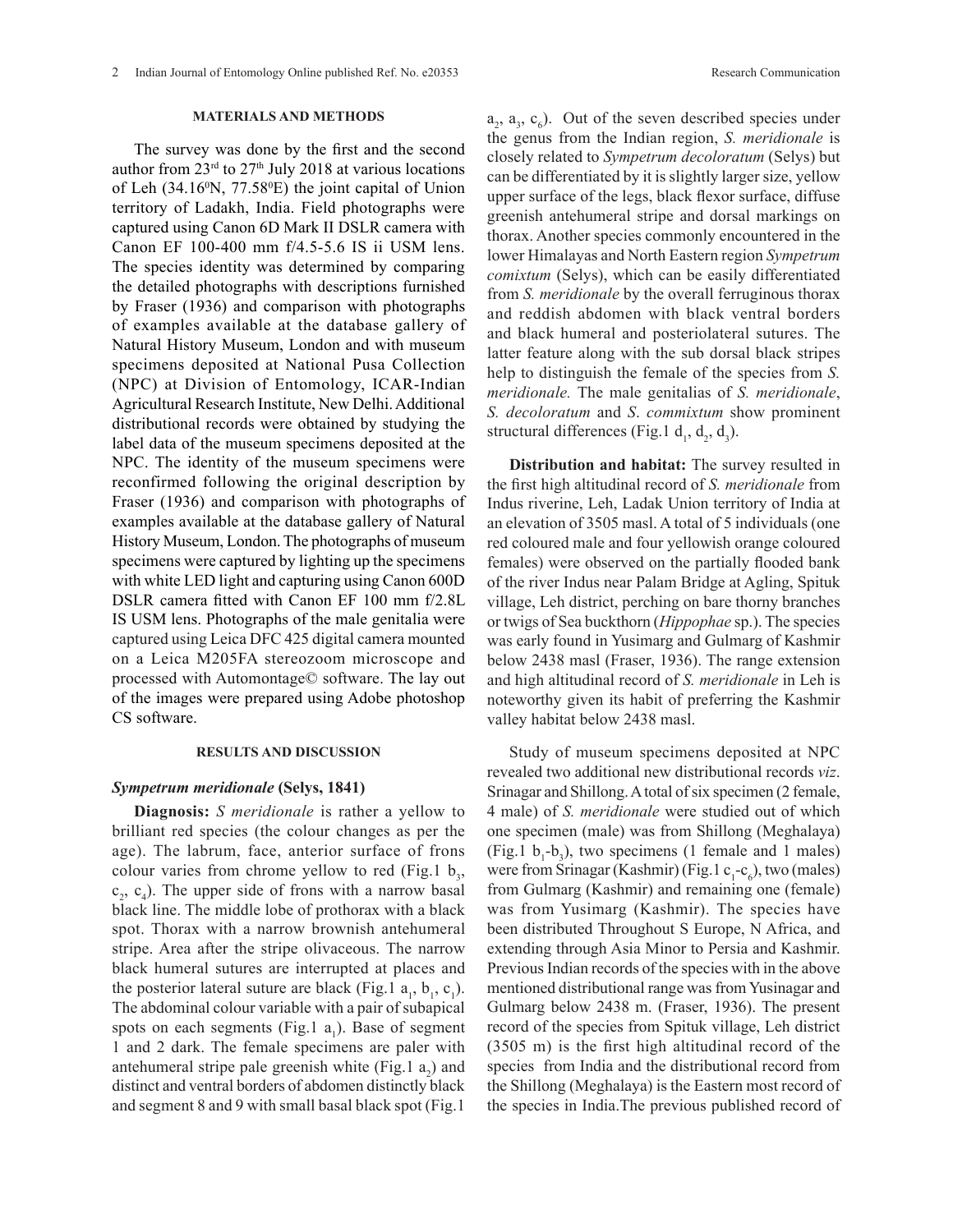## MATERIALS AND METHODS

The survey was done by the first and the second author from 23rd to 27th July 2018 at various locations of Leh (34.16⁰N, 77.58⁰E) the joint capital of Union territory of Ladakh, India. Field photographs were captured using Canon 6D Mark II DSLR camera with Canon EF 100-400 mm f/4.5-5.6 IS ii USM lens. The species identity was determined by comparing the detailed photographs with descriptions furnished by Fraser (1936) and comparison with photographs of examples available at the database gallery of Natural History Museum, London and with museum specimens deposited at National Pusa Collection (NPC) at Division of Entomology, ICAR-Indian Agricultural Research Institute, New Delhi. Additional distributional records were obtained by studying the label data of the museum specimens deposited at the NPC. The identity of the museum specimens were reconfirmed following the original description by Fraser (1936) and comparison with photographs of examples available at the database gallery of Natural History Museum, London. The photographs of museum specimens were captured by lighting up the specimens with white LED light and capturing using Canon 600D DSLR camera fitted with Canon EF 100 mm f/2.8L IS USM lens. Photographs of the male genitalia were captured using Leica DFC 425 digital camera mounted on a Leica M205FA stereozoom microscope and processed with Automontage© software. The lay out of the images were prepared using Adobe photoshop CS software.

## RESULTS AND DISCUSSION

### *Sympetrum meridionale* (Selys, 1841)

**Diagnosis:** *S meridionale* is rather a yellow to brilliant red species (the colour changes as per the age). The labrum, face, anterior surface of frons colour varies from chrome yellow to red (Fig.1 $b_3$, $c_2$, $c_4$). The upper side of frons with a narrow basal black line. The middle lobe of prothorax with a black spot. Thorax with a narrow brownish antehumeral stripe. Area after the stripe olivaceous. The narrow black humeral sutures are interrupted at places and the posterior lateral suture are black (Fig.1 $a_1$, $b_1$, $c_1$). The abdominal colour variable with a pair of subapical spots on each segments (Fig.1 $a_1$). Base of segment 1 and 2 dark. The female specimens are paler with antehumeral stripe pale greenish white (Fig.1 $a_2$) and distinct and ventral borders of abdomen distinctly black and segment 8 and 9 with small basal black spot (Fig.1 $a_2$, $a_3$, $c_6$). Out of the seven described species under the genus from the Indian region, *S. meridionale* is closely related to *Sympetrum decoloratum* (Selys) but can be differentiated by it is slightly larger size, yellow upper surface of the legs, black flexor surface, diffuse greenish antehumeral stripe and dorsal markings on thorax. Another species commonly encountered in the lower Himalayas and North Eastern region *Sympetrum comixtum* (Selys), which can be easily differentiated from *S. meridionale* by the overall ferruginous thorax and reddish abdomen with black ventral borders and black humeral and posteriolateral sutures. The latter feature along with the sub dorsal black stripes help to distinguish the female of the species from *S. meridionale.* The male genitalias of *S. meridionale*, *S. decoloratum* and *S*. *commixtum* show prominent structural differences (Fig.1 $d_1$, $d_2$, $d_3$).

**Distribution and habitat:** The survey resulted in the first high altitudinal record of *S. meridionale* from Indus riverine, Leh, Ladak Union territory of India at an elevation of 3505 masl. A total of 5 individuals (one red coloured male and four yellowish orange coloured females) were observed on the partially flooded bank of the river Indus near Palam Bridge at Agling, Spituk village, Leh district, perching on bare thorny branches or twigs of Sea buckthorn (*Hippophae* sp.). The species was early found in Yusimarg and Gulmarg of Kashmir below 2438 masl (Fraser, 1936). The range extension and high altitudinal record of *S. meridionale* in Leh is noteworthy given its habit of preferring the Kashmir valley habitat below 2438 masl.

Study of museum specimens deposited at NPC revealed two additional new distributional records *viz*. Srinagar and Shillong. A total of six specimen (2 female, 4 male) of *S. meridionale* were studied out of which one specimen (male) was from Shillong (Meghalaya) (Fig.1 $b_1$-$b_3$), two specimens (1 female and 1 males) were from Srinagar (Kashmir) (Fig.1 $c_1$-$c_6$), two (males) from Gulmarg (Kashmir) and remaining one (female) was from Yusimarg (Kashmir). The species have been distributed Throughout S Europe, N Africa, and extending through Asia Minor to Persia and Kashmir. Previous Indian records of the species with in the above mentioned distributional range was from Yusinagar and Gulmarg below 2438 m. (Fraser, 1936). The present record of the species from Spituk village, Leh district (3505 m) is the first high altitudinal record of the species from India and the distributional record from the Shillong (Meghalaya) is the Eastern most record of the species in India.The previous published record of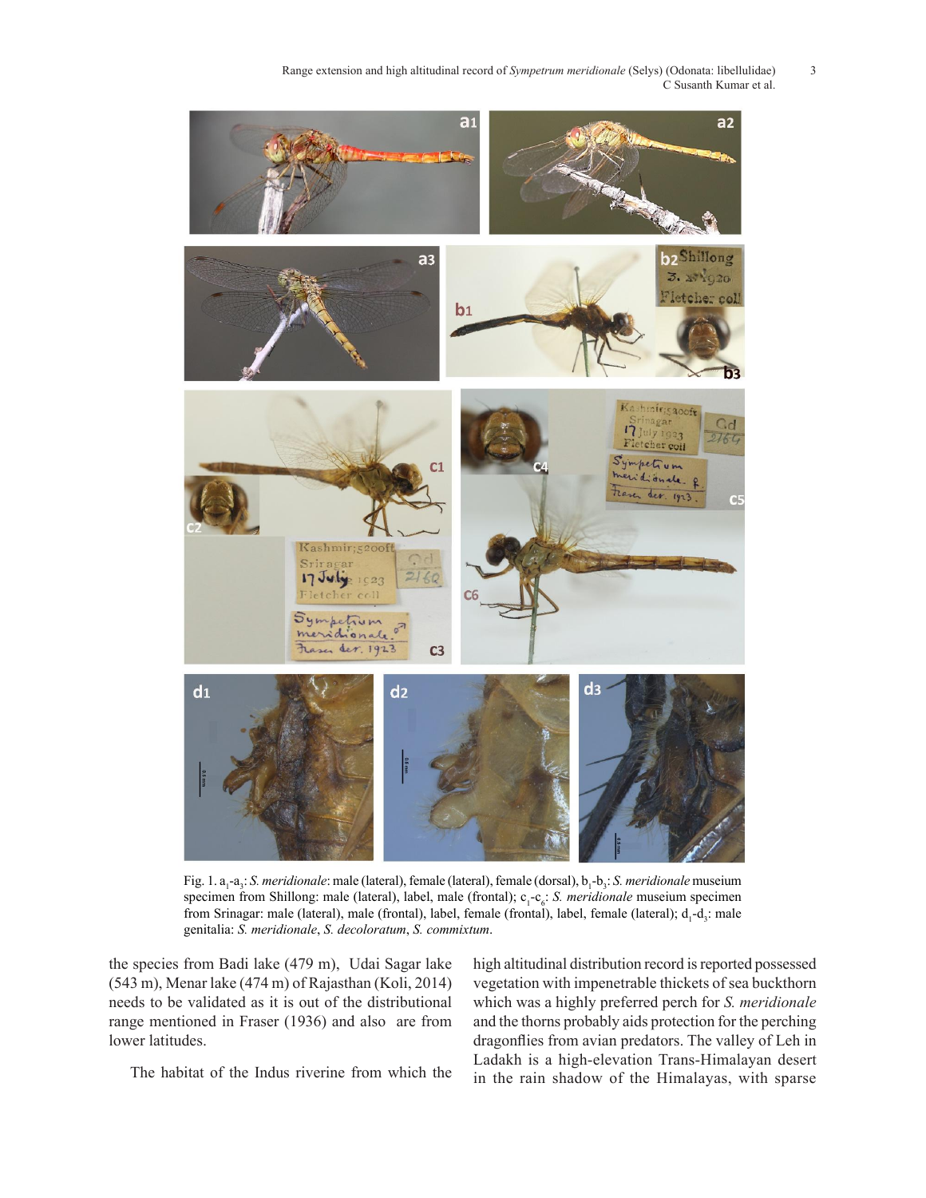Fig. 1. $a_1$-$a_3$: *S. meridionale*: male (lateral), female (lateral), female (dorsal), $b_1$-$b_3$: *S. meridionale* museium specimen from Shillong: male (lateral), label, male (frontal); $c_1$-$c_6$: *S. meridionale* museium specimen from Srinagar: male (lateral), male (frontal), label, female (frontal), label, female (lateral); $d_1$-$d_3$: male genitalia: *S. meridionale*, *S. decoloratum*, *S. commixtum*.

the species from Badi lake (479 m), Udai Sagar lake (543 m), Menar lake (474 m) of Rajasthan (Koli, 2014) needs to be validated as it is out of the distributional range mentioned in Fraser (1936) and also are from lower latitudes.

The habitat of the Indus riverine from which the high altitudinal distribution record is reported possessed vegetation with impenetrable thickets of sea buckthorn which was a highly preferred perch for *S. meridionale* and the thorns probably aids protection for the perching dragonflies from avian predators. The valley of Leh in Ladakh is a high-elevation Trans-Himalayan desert in the rain shadow of the Himalayas, with sparse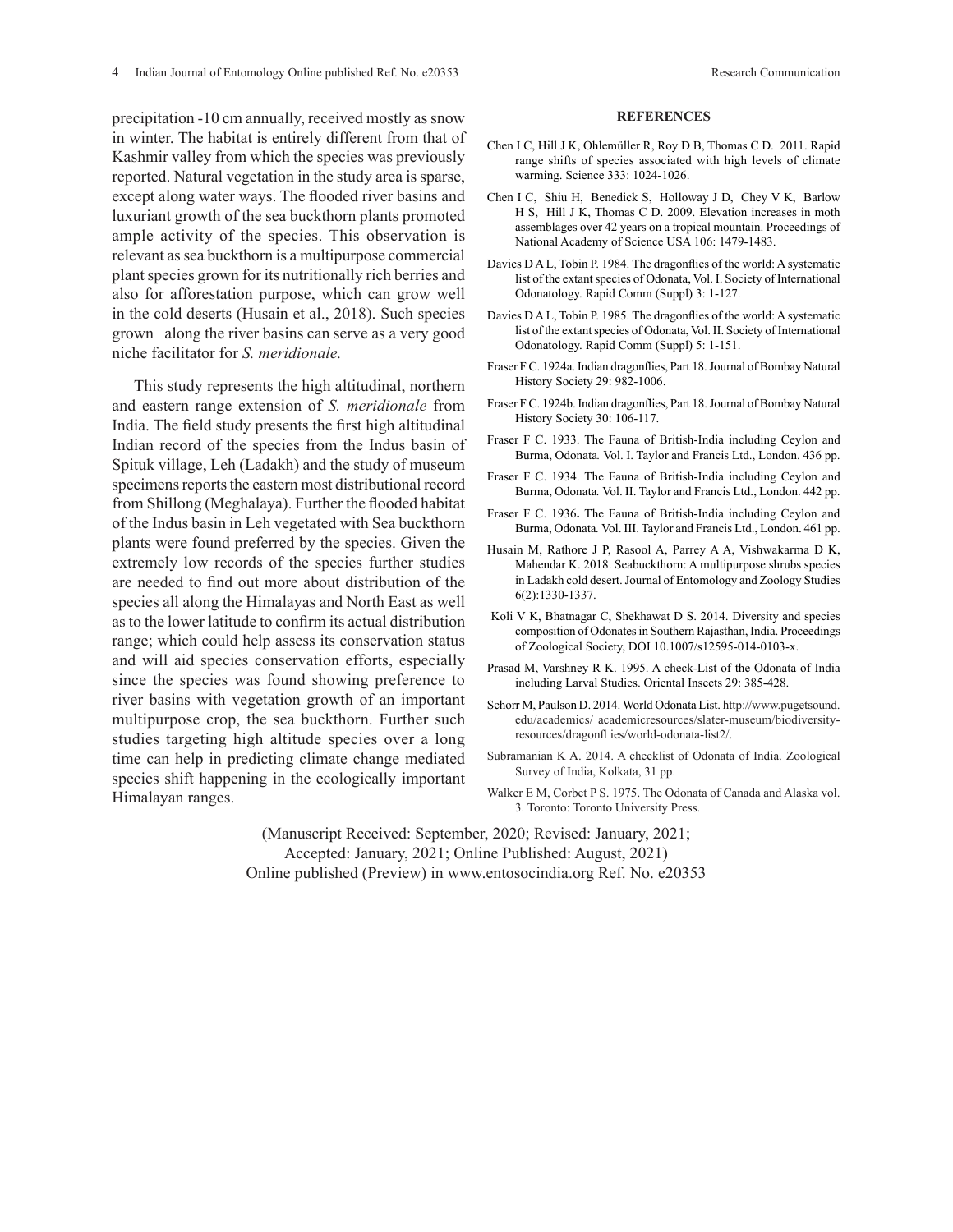precipitation -10 cm annually, received mostly as snow in winter. The habitat is entirely different from that of Kashmir valley from which the species was previously reported. Natural vegetation in the study area is sparse, except along water ways. The flooded river basins and luxuriant growth of the sea buckthorn plants promoted ample activity of the species. This observation is relevant as sea buckthorn is a multipurpose commercial plant species grown for its nutritionally rich berries and also for afforestation purpose, which can grow well in the cold deserts (Husain et al., 2018). Such species grown along the river basins can serve as a very good niche facilitator for *S. meridionale.*

This study represents the high altitudinal, northern and eastern range extension of *S. meridionale* from India. The field study presents the first high altitudinal Indian record of the species from the Indus basin of Spituk village, Leh (Ladakh) and the study of museum specimens reports the eastern most distributional record from Shillong (Meghalaya). Further the flooded habitat of the Indus basin in Leh vegetated with Sea buckthorn plants were found preferred by the species. Given the extremely low records of the species further studies are needed to find out more about distribution of the species all along the Himalayas and North East as well as to the lower latitude to confirm its actual distribution range; which could help assess its conservation status and will aid species conservation efforts, especially since the species was found showing preference to river basins with vegetation growth of an important multipurpose crop, the sea buckthorn. Further such studies targeting high altitude species over a long time can help in predicting climate change mediated species shift happening in the ecologically important Himalayan ranges.

## REFERENCES

Chen I C, Hill J K, Ohlemüller R, Roy D B, Thomas C D. 2011. Rapid range shifts of species associated with high levels of climate warming. Science 333: 1024-1026.

Chen I C, Shiu H, Benedick S, Holloway J D, Chey V K, Barlow H S, Hill J K, Thomas C D. 2009. Elevation increases in moth assemblages over 42 years on a tropical mountain. Proceedings of National Academy of Science USA 106: 1479-1483.

Davies D A L, Tobin P. 1984. The dragonflies of the world: A systematic list of the extant species of Odonata, Vol. I. Society of International Odonatology. Rapid Comm (Suppl) 3: 1-127.

Davies D A L, Tobin P. 1985. The dragonflies of the world: A systematic list of the extant species of Odonata, Vol. II. Society of International Odonatology. Rapid Comm (Suppl) 5: 1-151.

Fraser F C. 1924a. Indian dragonflies, Part 18. Journal of Bombay Natural History Society 29: 982-1006.

Fraser F C. 1924b. Indian dragonflies, Part 18. Journal of Bombay Natural History Society 30: 106-117.

Fraser F C. 1933. The Fauna of British-India including Ceylon and Burma, Odonata*.* Vol. I. Taylor and Francis Ltd., London. 436 pp.

Fraser F C. 1934. The Fauna of British-India including Ceylon and Burma, Odonata*.* Vol. II. Taylor and Francis Ltd., London. 442 pp.

Fraser F C. 1936**.** The Fauna of British-India including Ceylon and Burma, Odonata*.* Vol. III. Taylor and Francis Ltd., London. 461 pp.

Husain M, Rathore J P, Rasool A, Parrey A A, Vishwakarma D K, Mahendar K. 2018. Seabuckthorn: A multipurpose shrubs species in Ladakh cold desert. Journal of Entomology and Zoology Studies 6(2):1330-1337.

Koli V K, Bhatnagar C, Shekhawat D S. 2014. Diversity and species composition of Odonates in Southern Rajasthan, India. Proceedings of Zoological Society, DOI 10.1007/s12595-014-0103-x.

Prasad M, Varshney R K. 1995. A check-List of the Odonata of India including Larval Studies. Oriental Insects 29: 385-428.

Schorr M, Paulson D. 2014. World Odonata List. http://www.pugetsound.edu/academics/ academicresources/slater-museum/biodiversity-resources/dragonfl ies/world-odonata-list2/.

Subramanian K A. 2014. A checklist of Odonata of India. Zoological Survey of India, Kolkata, 31 pp.

Walker E M, Corbet P S. 1975. The Odonata of Canada and Alaska vol. 3. Toronto: Toronto University Press.

(Manuscript Received: September, 2020; Revised: January, 2021; Accepted: January, 2021; Online Published: August, 2021)
Online published (Preview) in www.entosocindia.org Ref. No. e20353